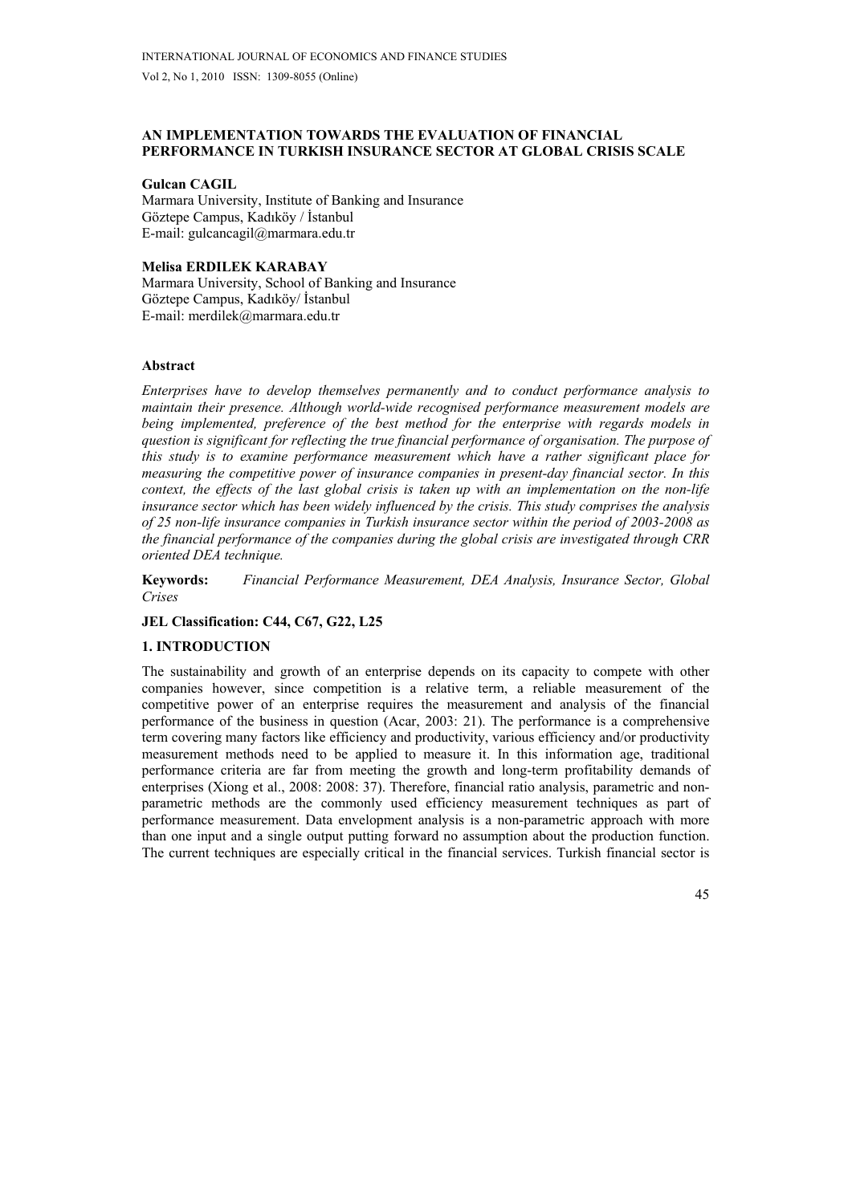# AN IMPLEMENTATION TOWARDS THE EVALUATION OF FINANCIAL PERFORMANCE IN TURKISH INSURANCE SECTOR AT GLOBAL CRISIS SCALE

**Gulcan CAGIL**
Marmara University, Institute of Banking and Insurance
Göztepe Campus, Kadıköy / İstanbul
E-mail: gulcancagil@marmara.edu.tr

**Melisa ERDILEK KARABAY**
Marmara University, School of Banking and Insurance
Göztepe Campus, Kadıköy/ İstanbul
E-mail: merdilek@marmara.edu.tr

## Abstract

*Enterprises have to develop themselves permanently and to conduct performance analysis to maintain their presence. Although world-wide recognised performance measurement models are being implemented, preference of the best method for the enterprise with regards models in question is significant for reflecting the true financial performance of organisation. The purpose of this study is to examine performance measurement which have a rather significant place for measuring the competitive power of insurance companies in present-day financial sector. In this context, the effects of the last global crisis is taken up with an implementation on the non-life insurance sector which has been widely influenced by the crisis. This study comprises the analysis of 25 non-life insurance companies in Turkish insurance sector within the period of 2003-2008 as the financial performance of the companies during the global crisis are investigated through CRR oriented DEA technique.*

**Keywords:** *Financial Performance Measurement, DEA Analysis, Insurance Sector, Global Crises*

**JEL Classification: C44, C67, G22, L25**

## 1. INTRODUCTION

The sustainability and growth of an enterprise depends on its capacity to compete with other companies however, since competition is a relative term, a reliable measurement of the competitive power of an enterprise requires the measurement and analysis of the financial performance of the business in question (Acar, 2003: 21). The performance is a comprehensive term covering many factors like efficiency and productivity, various efficiency and/or productivity measurement methods need to be applied to measure it. In this information age, traditional performance criteria are far from meeting the growth and long-term profitability demands of enterprises (Xiong et al., 2008: 2008: 37). Therefore, financial ratio analysis, parametric and non-parametric methods are the commonly used efficiency measurement techniques as part of performance measurement. Data envelopment analysis is a non-parametric approach with more than one input and a single output putting forward no assumption about the production function. The current techniques are especially critical in the financial services. Turkish financial sector is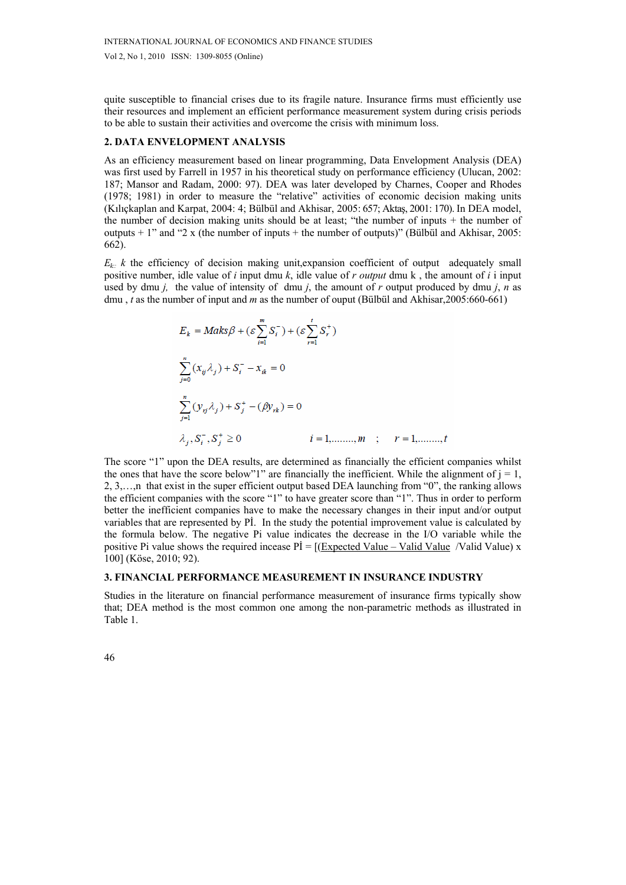quite susceptible to financial crises due to its fragile nature. Insurance firms must efficiently use their resources and implement an efficient performance measurement system during crisis periods to be able to sustain their activities and overcome the crisis with minimum loss.

## 2. DATA ENVELOPMENT ANALYSIS

As an efficiency measurement based on linear programming, Data Envelopment Analysis (DEA) was first used by Farrell in 1957 in his theoretical study on performance efficiency (Ulucan, 2002: 187; Mansor and Radam, 2000: 97). DEA was later developed by Charnes, Cooper and Rhodes (1978; 1981) in order to measure the "relative" activities of economic decision making units (Kılıçkaplan and Karpat, 2004: 4; Bülbül and Akhisar, 2005: 657; Aktaş, 2001: 170). In DEA model, the number of decision making units should be at least; "the number of inputs + the number of outputs + 1" and "2 x (the number of inputs + the number of outputs)" (Bülbül and Akhisar, 2005: 662).

$E_k$: *k* the efficiency of decision making unit,expansion coefficient of output adequately small positive number, idle value of *i* input dmu k , idle value of *r output* dmu k , the amount of *i* i input used by dmu *j*, the value of intensity of dmu *j*, the amount of *r* output produced by dmu *j*, *n* as dmu , *t* as the number of input and *m* as the number of ouput (Bülbül and Akhisar,2005:660-661)

$$E_k = Maks\beta + (\varepsilon \sum_{i=1}^{m} S_i^-) + (\varepsilon \sum_{r=1}^{t} S_r^+)$$

$$\sum_{j=0}^{n} (x_{ij}\lambda_j) + S_i^- - x_{ik} = 0$$

$$\sum_{j=1}^{n} (y_{rj}\lambda_j) + S_j^+ - (\beta y_{rk}) = 0$$

$$\lambda_j, S_i^-, S_j^+ \geq 0 \qquad i = 1,........, m \quad ; \quad r = 1,........, t$$

The score "1" upon the DEA results, are determined as financially the efficient companies whilst the ones that have the score below"1" are financially the inefficient. While the alignment of j = 1, 2, 3,…,n that exist in the super efficient output based DEA launching from "0", the ranking allows the efficient companies with the score "1" to have greater score than "1". Thus in order to perform better the inefficient companies have to make the necessary changes in their input and/or output variables that are represented by Pİ. In the study the potential improvement value is calculated by the formula below. The negative Pi value indicates the decrease in the I/O variable while the positive Pi value shows the required increase Pİ = [(Expected Value – Valid Value /Valid Value) x 100] (Köse, 2010; 92).

## 3. FINANCIAL PERFORMANCE MEASUREMENT IN INSURANCE INDUSTRY

Studies in the literature on financial performance measurement of insurance firms typically show that; DEA method is the most common one among the non-parametric methods as illustrated in Table 1.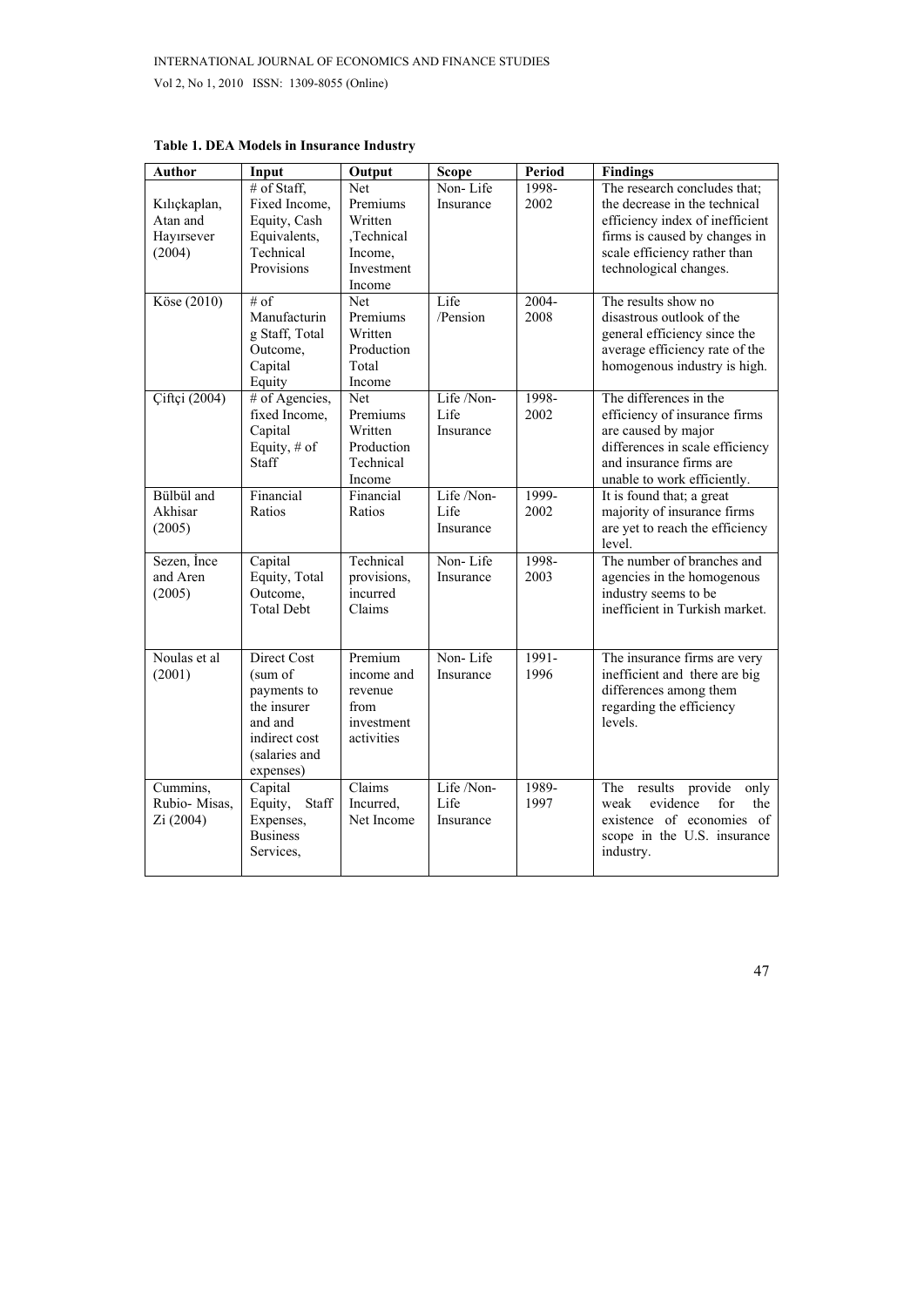**Table 1. DEA Models in Insurance Industry**

| Author | Input | Output | Scope | Period | Findings |
|---|---|---|---|---|---|
| Kılıçkaplan, Atan and Hayırsever (2004) | # of Staff, Fixed Income, Equity, Cash Equivalents, Technical Provisions | Net Premiums Written ,Technical Income, Investment Income | Non- Life Insurance | 1998-2002 | The research concludes that; the decrease in the technical efficiency index of inefficient firms is caused by changes in scale efficiency rather than technological changes. |
| Köse (2010) | # of Manufacturing Staff, Total Outcome, Capital Equity | Net Premiums Written Production Total Income | Life /Pension | 2004-2008 | The results show no disastrous outlook of the general efficiency since the average efficiency rate of the homogenous industry is high. |
| Çiftçi (2004) | # of Agencies, fixed Income, Capital Equity, # of Staff | Net Premiums Written Production Technical Income | Life /Non-Life Insurance | 1998-2002 | The differences in the efficiency of insurance firms are caused by major differences in scale efficiency and insurance firms are unable to work efficiently. |
| Bülbül and Akhisar (2005) | Financial Ratios | Financial Ratios | Life /Non-Life Insurance | 1999-2002 | It is found that; a great majority of insurance firms are yet to reach the efficiency level. |
| Sezen, İnce and Aren (2005) | Capital Equity, Total Outcome, Total Debt | Technical provisions, incurred Claims | Non- Life Insurance | 1998-2003 | The number of branches and agencies in the homogenous industry seems to be inefficient in Turkish market. |
| Noulas et al (2001) | Direct Cost (sum of payments to the insurer and and indirect cost (salaries and expenses) | Premium income and revenue from investment activities | Non- Life Insurance | 1991-1996 | The insurance firms are very inefficient and there are big differences among them regarding the efficiency levels. |
| Cummins, Rubio- Misas, Zi (2004) | Capital Equity, Staff Expenses, Business Services, | Claims Incurred, Net Income | Life /Non-Life Insurance | 1989-1997 | The results provide only weak evidence for the existence of economies of scope in the U.S. insurance industry. |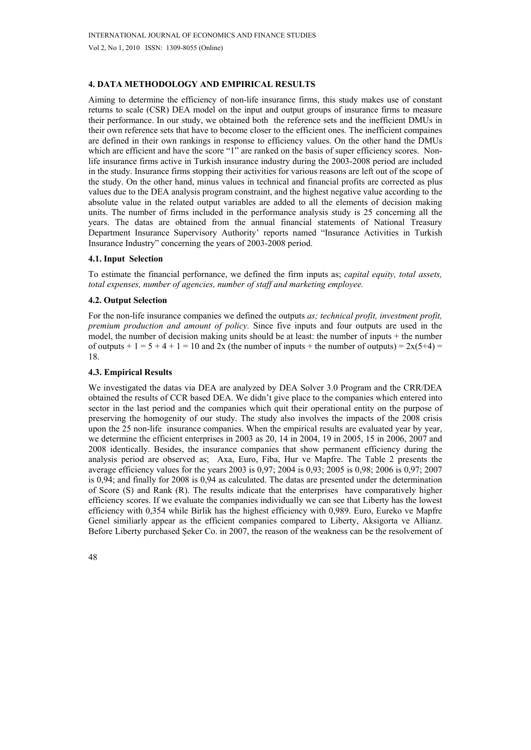## 4. DATA METHODOLOGY AND EMPIRICAL RESULTS

Aiming to determine the efficiency of non-life insurance firms, this study makes use of constant returns to scale (CSR) DEA model on the input and output groups of insurance firms to measure their performance. In our study, we obtained both the reference sets and the inefficient DMUs in their own reference sets that have to become closer to the efficient ones. The inefficient compaines are defined in their own rankings in response to efficiency values. On the other hand the DMUs which are efficient and have the score "1" are ranked on the basis of super efficiency scores. Non-life insurance firms active in Turkish insurance industry during the 2003-2008 period are included in the study. Insurance firms stopping their activities for various reasons are left out of the scope of the study. On the other hand, minus values in technical and financial profits are corrected as plus values due to the DEA analysis program constraint, and the highest negative value according to the absolute value in the related output variables are added to all the elements of decision making units. The number of firms included in the performance analysis study is 25 concerning all the years. The datas are obtained from the annual financial statements of National Treasury Department Insurance Supervisory Authority' reports named "Insurance Activities in Turkish Insurance Industry" concerning the years of 2003-2008 period.

### 4.1. Input Selection

To estimate the financial perfornance, we defined the firm inputs as; *capital equity, total assets, total expenses, number of agencies, number of staff and marketing employee.*

### 4.2. Output Selection

For the non-life insurance companies we defined the outputs *as; technical profit, investment profit, premium production and amount of policy.* Since five inputs and four outputs are used in the model, the number of decision making units should be at least: the number of inputs + the number of outputs + 1 = 5 + 4 + 1 = 10 and 2x (the number of inputs + the number of outputs) = 2x(5+4) = 18.

### 4.3. Empirical Results

We investigated the datas via DEA are analyzed by DEA Solver 3.0 Program and the CRR/DEA obtained the results of CCR based DEA. We didn't give place to the companies which entered into sector in the last period and the companies which quit their operational entity on the purpose of preserving the homogenity of our study. The study also involves the impacts of the 2008 crisis upon the 25 non-life insurance companies. When the empirical results are evaluated year by year, we determine the efficient enterprises in 2003 as 20, 14 in 2004, 19 in 2005, 15 in 2006, 2007 and 2008 identically. Besides, the insurance companies that show permanent efficiency during the analysis period are observed as; Axa, Euro, Fiba, Hur ve Mapfre. The Table 2 presents the average efficiency values for the years 2003 is 0,97; 2004 is 0,93; 2005 is 0,98; 2006 is 0,97; 2007 is 0,94; and finally for 2008 is 0,94 as calculated. The datas are presented under the determination of Score (S) and Rank (R). The results indicate that the enterprises have comparatively higher efficiency scores. If we evaluate the companies individually we can see that Liberty has the lowest efficiency with 0,354 while Birlik has the highest efficiency with 0,989. Euro, Eureko ve Mapfre Genel similiarly appear as the efficient companies compared to Liberty, Aksigorta ve Allianz. Before Liberty purchased Şeker Co. in 2007, the reason of the weakness can be the resolvement of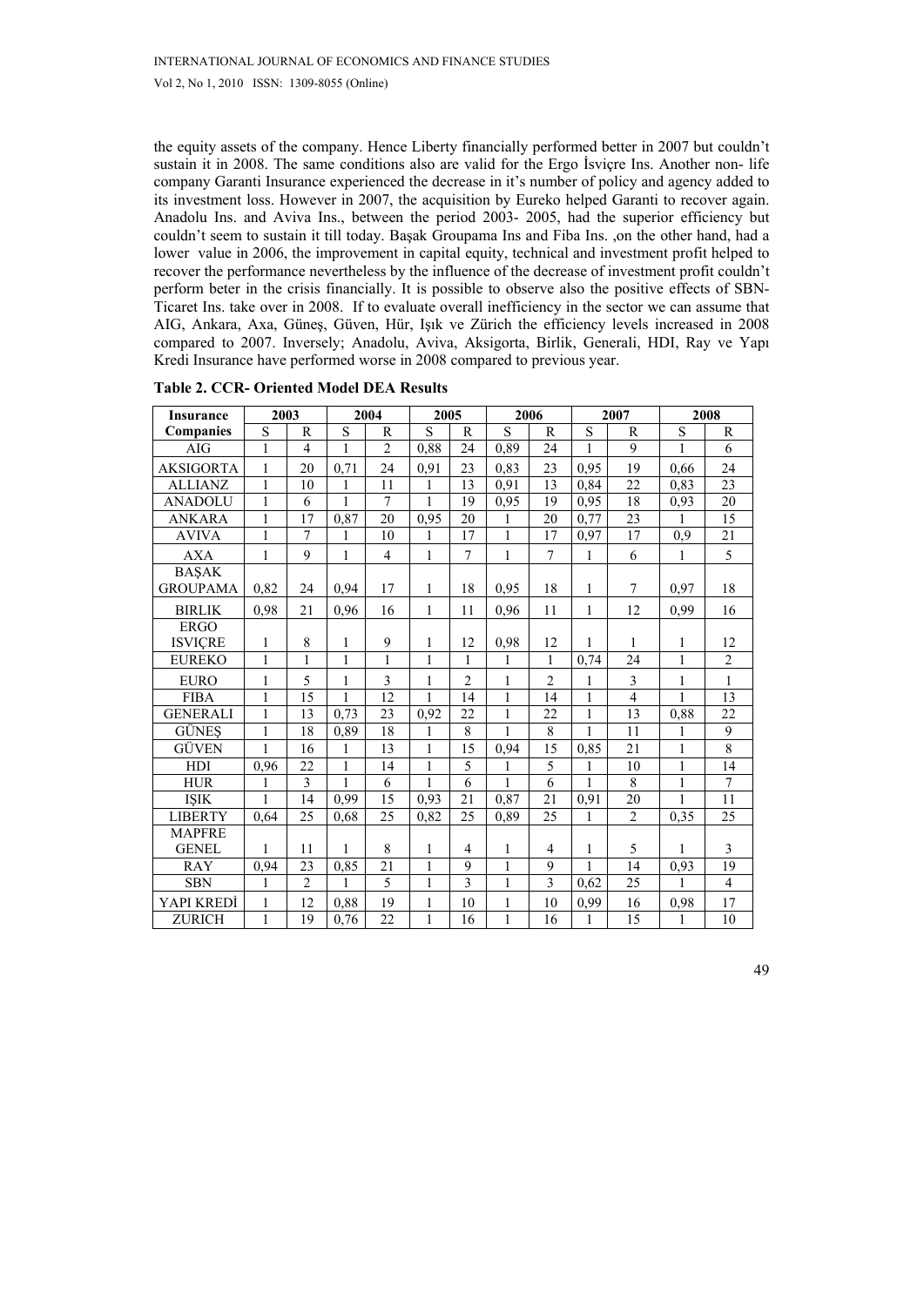the equity assets of the company. Hence Liberty financially performed better in 2007 but couldn't sustain it in 2008. The same conditions also are valid for the Ergo İsviçre Ins. Another non- life company Garanti Insurance experienced the decrease in it's number of policy and agency added to its investment loss. However in 2007, the acquisition by Eureko helped Garanti to recover again. Anadolu Ins. and Aviva Ins., between the period 2003- 2005, had the superior efficiency but couldn't seem to sustain it till today. Başak Groupama Ins and Fiba Ins. ,on the other hand, had a lower value in 2006, the improvement in capital equity, technical and investment profit helped to recover the performance nevertheless by the influence of the decrease of investment profit couldn't perform beter in the crisis financially. It is possible to observe also the positive effects of SBN-Ticaret Ins. take over in 2008. If to evaluate overall inefficiency in the sector we can assume that AIG, Ankara, Axa, Güneş, Güven, Hür, Işık ve Zürich the efficiency levels increased in 2008 compared to 2007. Inversely; Anadolu, Aviva, Aksigorta, Birlik, Generali, HDI, Ray ve Yapı Kredi Insurance have performed worse in 2008 compared to previous year.

**Table 2. CCR- Oriented Model DEA Results**

| Insurance | 2003 | | 2004 | | 2005 | | 2006 | | 2007 | | 2008 | |
|---|---|---|---|---|---|---|---|---|---|---|---|---|
| Companies | S | R | S | R | S | R | S | R | S | R | S | R |
| AIG | 1 | 4 | 1 | 2 | 0,88 | 24 | 0,89 | 24 | 1 | 9 | 1 | 6 |
| AKSIGORTA | 1 | 20 | 0,71 | 24 | 0,91 | 23 | 0,83 | 23 | 0,95 | 19 | 0,66 | 24 |
| ALLIANZ | 1 | 10 | 1 | 11 | 1 | 13 | 0,91 | 13 | 0,84 | 22 | 0,83 | 23 |
| ANADOLU | 1 | 6 | 1 | 7 | 1 | 19 | 0,95 | 19 | 0,95 | 18 | 0,93 | 20 |
| ANKARA | 1 | 17 | 0,87 | 20 | 0,95 | 20 | 1 | 20 | 0,77 | 23 | 1 | 15 |
| AVIVA | 1 | 7 | 1 | 10 | 1 | 17 | 1 | 17 | 0,97 | 17 | 0,9 | 21 |
| AXA | 1 | 9 | 1 | 4 | 1 | 7 | 1 | 7 | 1 | 6 | 1 | 5 |
| BAŞAK GROUPAMA | 0,82 | 24 | 0,94 | 17 | 1 | 18 | 0,95 | 18 | 1 | 7 | 0,97 | 18 |
| BIRLIK | 0,98 | 21 | 0,96 | 16 | 1 | 11 | 0,96 | 11 | 1 | 12 | 0,99 | 16 |
| ERGO ISVIÇRE | 1 | 8 | 1 | 9 | 1 | 12 | 0,98 | 12 | 1 | 1 | 1 | 12 |
| EUREKO | 1 | 1 | 1 | 1 | 1 | 1 | 1 | 1 | 0,74 | 24 | 1 | 2 |
| EURO | 1 | 5 | 1 | 3 | 1 | 2 | 1 | 2 | 1 | 3 | 1 | 1 |
| FIBA | 1 | 15 | 1 | 12 | 1 | 14 | 1 | 14 | 1 | 4 | 1 | 13 |
| GENERALI | 1 | 13 | 0,73 | 23 | 0,92 | 22 | 1 | 22 | 1 | 13 | 0,88 | 22 |
| GÜNEŞ | 1 | 18 | 0,89 | 18 | 1 | 8 | 1 | 8 | 1 | 11 | 1 | 9 |
| GÜVEN | 1 | 16 | 1 | 13 | 1 | 15 | 0,94 | 15 | 0,85 | 21 | 1 | 8 |
| HDI | 0,96 | 22 | 1 | 14 | 1 | 5 | 1 | 5 | 1 | 10 | 1 | 14 |
| HUR | 1 | 3 | 1 | 6 | 1 | 6 | 1 | 6 | 1 | 8 | 1 | 7 |
| IŞIK | 1 | 14 | 0,99 | 15 | 0,93 | 21 | 0,87 | 21 | 0,91 | 20 | 1 | 11 |
| LIBERTY | 0,64 | 25 | 0,68 | 25 | 0,82 | 25 | 0,89 | 25 | 1 | 2 | 0,35 | 25 |
| MAPFRE GENEL | 1 | 11 | 1 | 8 | 1 | 4 | 1 | 4 | 1 | 5 | 1 | 3 |
| RAY | 0,94 | 23 | 0,85 | 21 | 1 | 9 | 1 | 9 | 1 | 14 | 0,93 | 19 |
| SBN | 1 | 2 | 1 | 5 | 1 | 3 | 1 | 3 | 0,62 | 25 | 1 | 4 |
| YAPI KREDİ | 1 | 12 | 0,88 | 19 | 1 | 10 | 1 | 10 | 0,99 | 16 | 0,98 | 17 |
| ZURICH | 1 | 19 | 0,76 | 22 | 1 | 16 | 1 | 16 | 1 | 15 | 1 | 10 |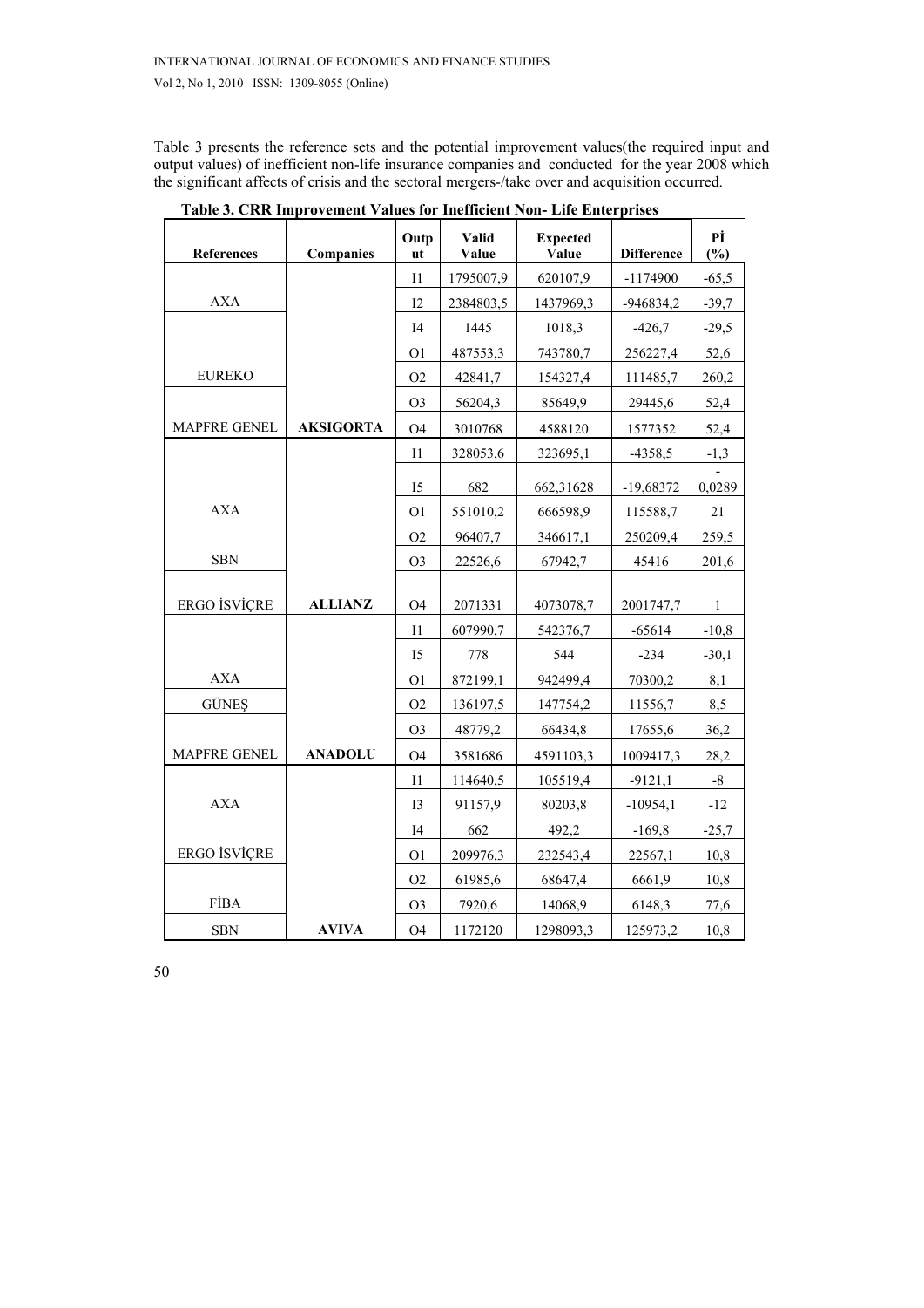Table 3 presents the reference sets and the potential improvement values(the required input and output values) of inefficient non-life insurance companies and conducted for the year 2008 which the significant affects of crisis and the sectoral mergers-/take over and acquisition occurred.

**Table 3. CRR Improvement Values for Inefficient Non- Life Enterprises**

| References | Companies | Output | Valid Value | Expected Value | Difference | Pİ (%) |
|---|---|---|---|---|---|---|
| | | I1 | 1795007,9 | 620107,9 | -1174900 | -65,5 |
| AXA | | I2 | 2384803,5 | 1437969,3 | -946834,2 | -39,7 |
| | | I4 | 1445 | 1018,3 | -426,7 | -29,5 |
| | | O1 | 487553,3 | 743780,7 | 256227,4 | 52,6 |
| EUREKO | | O2 | 42841,7 | 154327,4 | 111485,7 | 260,2 |
| | | O3 | 56204,3 | 85649,9 | 29445,6 | 52,4 |
| MAPFRE GENEL | **AKSIGORTA** | O4 | 3010768 | 4588120 | 1577352 | 52,4 |
| | | I1 | 328053,6 | 323695,1 | -4358,5 | -1,3 |
| | | I5 | 682 | 662,31628 | -19,68372 | -0,0289 |
| AXA | | O1 | 551010,2 | 666598,9 | 115588,7 | 21 |
| | | O2 | 96407,7 | 346617,1 | 250209,4 | 259,5 |
| SBN | | O3 | 22526,6 | 67942,7 | 45416 | 201,6 |
| ERGO İSVİÇRE | **ALLIANZ** | O4 | 2071331 | 4073078,7 | 2001747,7 | 1 |
| | | I1 | 607990,7 | 542376,7 | -65614 | -10,8 |
| | | I5 | 778 | 544 | -234 | -30,1 |
| AXA | | O1 | 872199,1 | 942499,4 | 70300,2 | 8,1 |
| GÜNEŞ | | O2 | 136197,5 | 147754,2 | 11556,7 | 8,5 |
| | | O3 | 48779,2 | 66434,8 | 17655,6 | 36,2 |
| MAPFRE GENEL | **ANADOLU** | O4 | 3581686 | 4591103,3 | 1009417,3 | 28,2 |
| | | I1 | 114640,5 | 105519,4 | -9121,1 | -8 |
| AXA | | I3 | 91157,9 | 80203,8 | -10954,1 | -12 |
| | | I4 | 662 | 492,2 | -169,8 | -25,7 |
| ERGO İSVİÇRE | | O1 | 209976,3 | 232543,4 | 22567,1 | 10,8 |
| | | O2 | 61985,6 | 68647,4 | 6661,9 | 10,8 |
| FİBA | | O3 | 7920,6 | 14068,9 | 6148,3 | 77,6 |
| SBN | **AVIVA** | O4 | 1172120 | 1298093,3 | 125973,2 | 10,8 |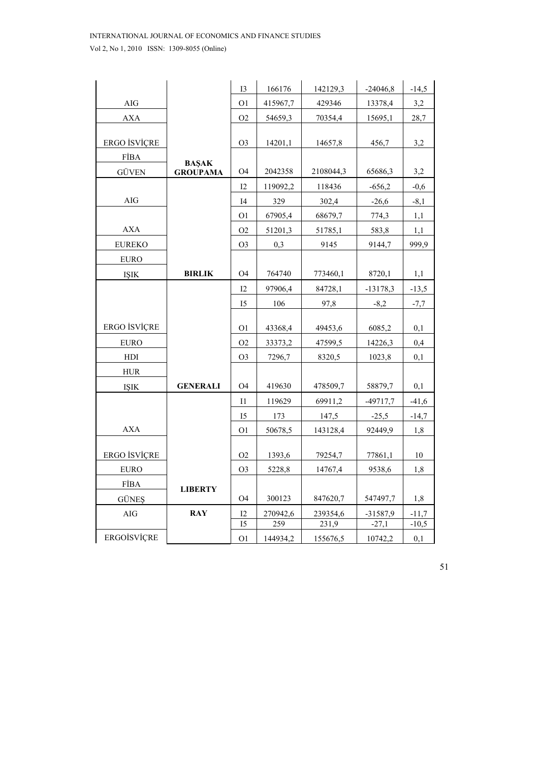| | | I3 | 166176 | 142129,3 | -24046,8 | -14,5 |
|---|---|---|---|---|---|---|
| AIG | | O1 | 415967,7 | 429346 | 13378,4 | 3,2 |
| AXA | | O2 | 54659,3 | 70354,4 | 15695,1 | 28,7 |
| ERGO İSVİÇRE | | O3 | 14201,1 | 14657,8 | 456,7 | 3,2 |
| FİBA | | | | | | |
| GÜVEN | **BAŞAK GROUPAMA** | O4 | 2042358 | 2108044,3 | 65686,3 | 3,2 |
| | | I2 | 119092,2 | 118436 | -656,2 | -0,6 |
| AIG | | I4 | 329 | 302,4 | -26,6 | -8,1 |
| | | O1 | 67905,4 | 68679,7 | 774,3 | 1,1 |
| AXA | | O2 | 51201,3 | 51785,1 | 583,8 | 1,1 |
| EUREKO | | O3 | 0,3 | 9145 | 9144,7 | 999,9 |
| EURO | | | | | | |
| IŞIK | **BIRLIK** | O4 | 764740 | 773460,1 | 8720,1 | 1,1 |
| | | I2 | 97906,4 | 84728,1 | -13178,3 | -13,5 |
| | | I5 | 106 | 97,8 | -8,2 | -7,7 |
| ERGO İSVİÇRE | | O1 | 43368,4 | 49453,6 | 6085,2 | 0,1 |
| EURO | | O2 | 33373,2 | 47599,5 | 14226,3 | 0,4 |
| HDI | | O3 | 7296,7 | 8320,5 | 1023,8 | 0,1 |
| HUR | | | | | | |
| IŞIK | **GENERALI** | O4 | 419630 | 478509,7 | 58879,7 | 0,1 |
| | | I1 | 119629 | 69911,2 | -49717,7 | -41,6 |
| | | I5 | 173 | 147,5 | -25,5 | -14,7 |
| AXA | | O1 | 50678,5 | 143128,4 | 92449,9 | 1,8 |
| ERGO İSVİÇRE | | O2 | 1393,6 | 79254,7 | 77861,1 | 10 |
| EURO | | O3 | 5228,8 | 14767,4 | 9538,6 | 1,8 |
| FİBA | | | | | | |
| GÜNEŞ | **LIBERTY** | O4 | 300123 | 847620,7 | 547497,7 | 1,8 |
| AIG | **RAY** | I2 | 270942,6 | 239354,6 | -31587,9 | -11,7 |
| | | I5 | 259 | 231,9 | -27,1 | -10,5 |
| ERGOİSVİÇRE | | O1 | 144934,2 | 155676,5 | 10742,2 | 0,1 |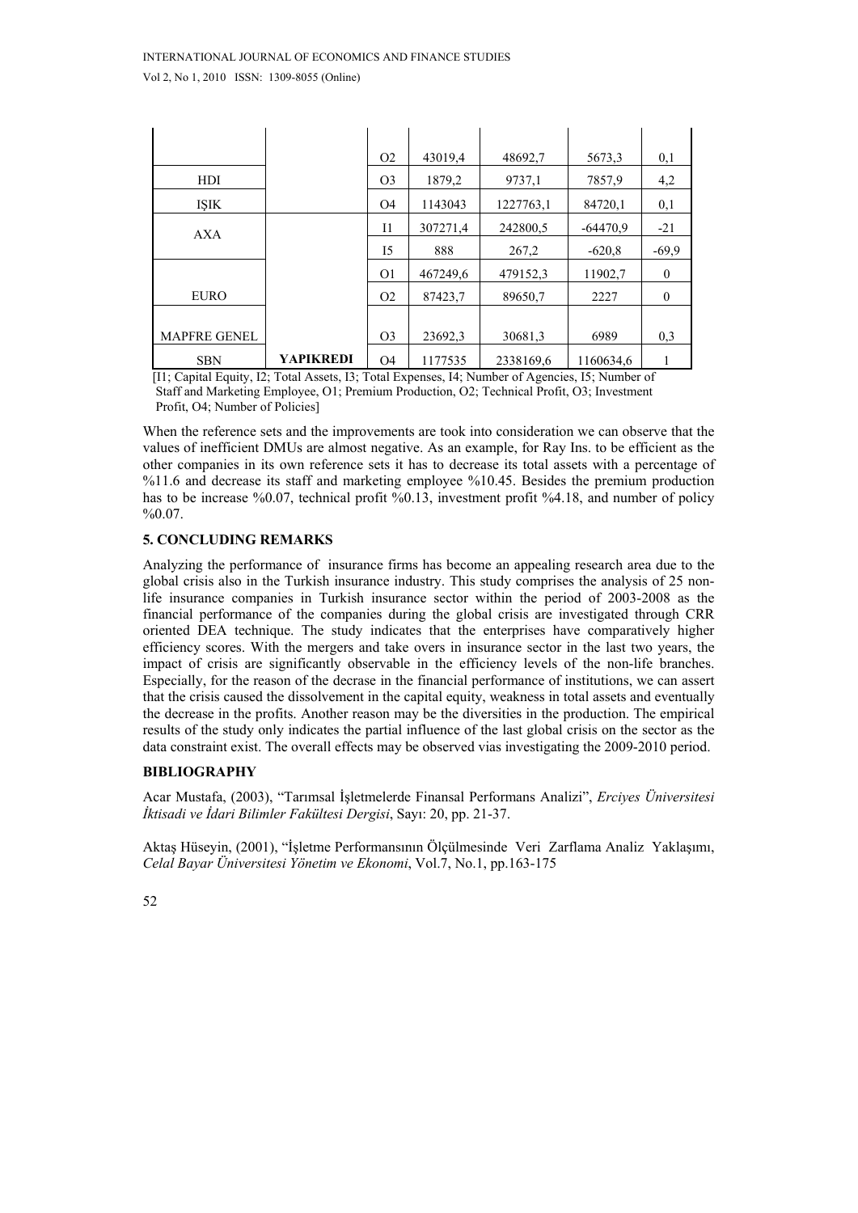| | | | | | | |
|---|---|---|---|---|---|---|
| | | O2 | 43019,4 | 48692,7 | 5673,3 | 0,1 |
| HDI | | O3 | 1879,2 | 9737,1 | 7857,9 | 4,2 |
| IŞIK | | O4 | 1143043 | 1227763,1 | 84720,1 | 0,1 |
| AXA | | I1 | 307271,4 | 242800,5 | -64470,9 | -21 |
| | | I5 | 888 | 267,2 | -620,8 | -69,9 |
| | | O1 | 467249,6 | 479152,3 | 11902,7 | 0 |
| EURO | | O2 | 87423,7 | 89650,7 | 2227 | 0 |
| MAPFRE GENEL | | O3 | 23692,3 | 30681,3 | 6989 | 0,3 |
| SBN | **YAPIKREDI** | O4 | 1177535 | 2338169,6 | 1160634,6 | 1 |

[I1; Capital Equity, I2; Total Assets, I3; Total Expenses, I4; Number of Agencies, I5; Number of Staff and Marketing Employee, O1; Premium Production, O2; Technical Profit, O3; Investment Profit, O4; Number of Policies]

When the reference sets and the improvements are took into consideration we can observe that the values of inefficient DMUs are almost negative. As an example, for Ray Ins. to be efficient as the other companies in its own reference sets it has to decrease its total assets with a percentage of %11.6 and decrease its staff and marketing employee %10.45. Besides the premium production has to be increase %0.07, technical profit %0.13, investment profit %4.18, and number of policy %0.07.

## 5. CONCLUDING REMARKS

Analyzing the performance of insurance firms has become an appealing research area due to the global crisis also in the Turkish insurance industry. This study comprises the analysis of 25 non-life insurance companies in Turkish insurance sector within the period of 2003-2008 as the financial performance of the companies during the global crisis are investigated through CRR oriented DEA technique. The study indicates that the enterprises have comparatively higher efficiency scores. With the mergers and take overs in insurance sector in the last two years, the impact of crisis are significantly observable in the efficiency levels of the non-life branches. Especially, for the reason of the decrase in the financial performance of institutions, we can assert that the crisis caused the dissolvement in the capital equity, weakness in total assets and eventually the decrease in the profits. Another reason may be the diversities in the production. The empirical results of the study only indicates the partial influence of the last global crisis on the sector as the data constraint exist. The overall effects may be observed vias investigating the 2009-2010 period.

## BIBLIOGRAPHY

Acar Mustafa, (2003), "Tarımsal İşletmelerde Finansal Performans Analizi", *Erciyes Üniversitesi İktisadi ve İdari Bilimler Fakültesi Dergisi*, Sayı: 20, pp. 21-37.

Aktaş Hüseyin, (2001), "İşletme Performansının Ölçülmesinde Veri Zarflama Analiz Yaklaşımı, *Celal Bayar Üniversitesi Yönetim ve Ekonomi*, Vol.7, No.1, pp.163-175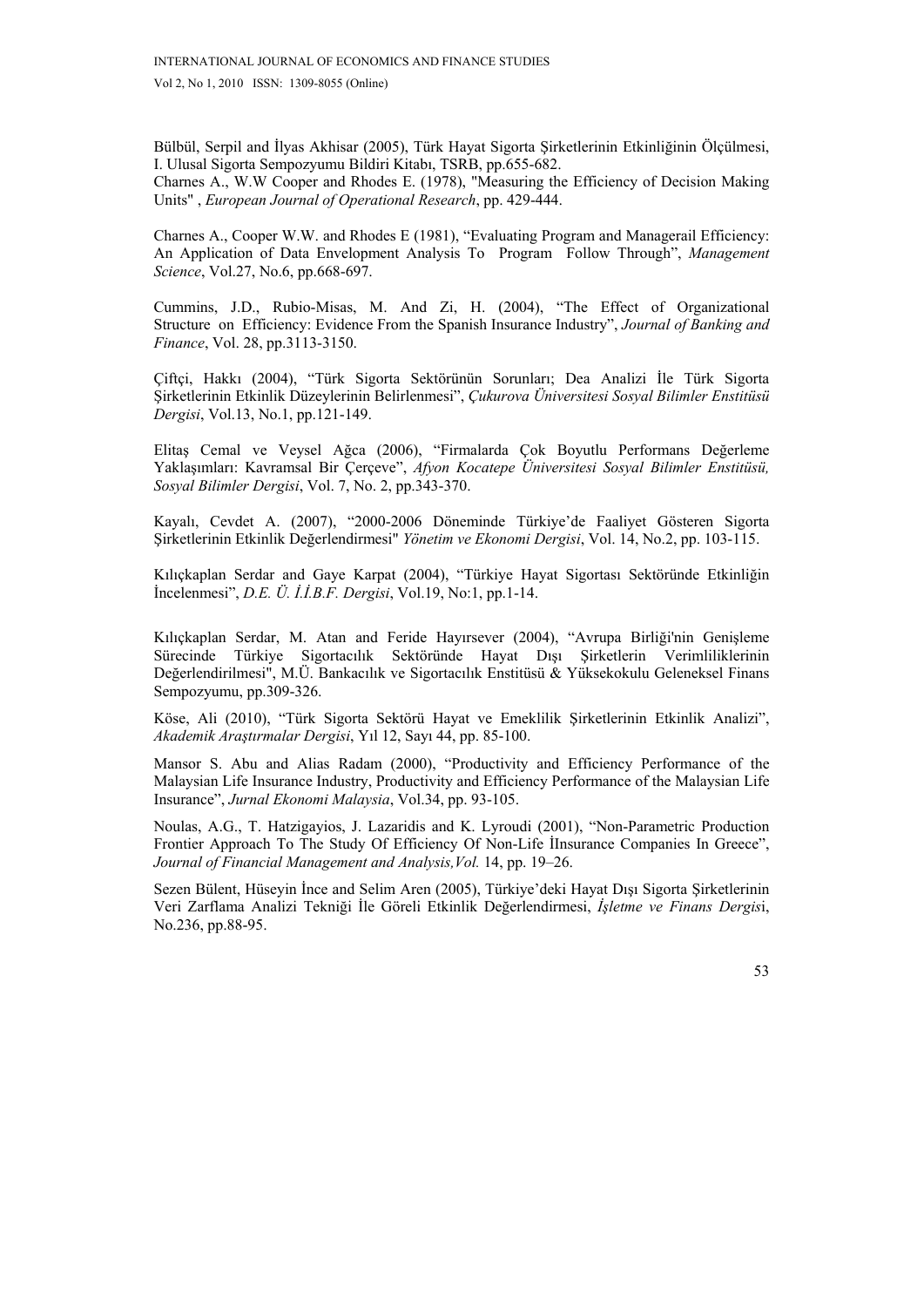Bülbül, Serpil and İlyas Akhisar (2005), Türk Hayat Sigorta Şirketlerinin Etkinliğinin Ölçülmesi, I. Ulusal Sigorta Sempozyumu Bildiri Kitabı, TSRB, pp.655-682.

Charnes A., W.W Cooper and Rhodes E. (1978), "Measuring the Efficiency of Decision Making Units" , *European Journal of Operational Research*, pp. 429-444.

Charnes A., Cooper W.W. and Rhodes E (1981), "Evaluating Program and Managerail Efficiency: An Application of Data Envelopment Analysis To Program Follow Through", *Management Science*, Vol.27, No.6, pp.668-697.

Cummins, J.D., Rubio-Misas, M. And Zi, H. (2004), "The Effect of Organizational Structure on Efficiency: Evidence From the Spanish Insurance Industry", *Journal of Banking and Finance*, Vol. 28, pp.3113-3150.

Çiftçi, Hakkı (2004), "Türk Sigorta Sektörünün Sorunları; Dea Analizi İle Türk Sigorta Şirketlerinin Etkinlik Düzeylerinin Belirlenmesi", *Çukurova Üniversitesi Sosyal Bilimler Enstitüsü Dergisi*, Vol.13, No.1, pp.121-149.

Elitaş Cemal ve Veysel Ağca (2006), "Firmalarda Çok Boyutlu Performans Değerleme Yaklaşımları: Kavramsal Bir Çerçeve", *Afyon Kocatepe Üniversitesi Sosyal Bilimler Enstitüsü, Sosyal Bilimler Dergisi*, Vol. 7, No. 2, pp.343-370.

Kayalı, Cevdet A. (2007), "2000-2006 Döneminde Türkiye'de Faaliyet Gösteren Sigorta Şirketlerinin Etkinlik Değerlendirmesi" *Yönetim ve Ekonomi Dergisi*, Vol. 14, No.2, pp. 103-115.

Kılıçkaplan Serdar and Gaye Karpat (2004), "Türkiye Hayat Sigortası Sektöründe Etkinliğin İncelenmesi", *D.E. Ü. İ.İ.B.F. Dergisi*, Vol.19, No:1, pp.1-14.

Kılıçkaplan Serdar, M. Atan and Feride Hayırsever (2004), "Avrupa Birliği'nin Genişleme Sürecinde Türkiye Sigortacılık Sektöründe Hayat Dışı Şirketlerin Verimliliklerinin Değerlendirilmesi", M.Ü. Bankacılık ve Sigortacılık Enstitüsü & Yüksekokulu Geleneksel Finans Sempozyumu, pp.309-326.

Köse, Ali (2010), "Türk Sigorta Sektörü Hayat ve Emeklilik Şirketlerinin Etkinlik Analizi", *Akademik Araştırmalar Dergisi*, Yıl 12, Sayı 44, pp. 85-100.

Mansor S. Abu and Alias Radam (2000), "Productivity and Efficiency Performance of the Malaysian Life Insurance Industry, Productivity and Efficiency Performance of the Malaysian Life Insurance", *Jurnal Ekonomi Malaysia*, Vol.34, pp. 93-105.

Noulas, A.G., T. Hatzigayios, J. Lazaridis and K. Lyroudi (2001), "Non-Parametric Production Frontier Approach To The Study Of Efficiency Of Non-Life İInsurance Companies In Greece", *Journal of Financial Management and Analysis,Vol.* 14, pp. 19–26.

Sezen Bülent, Hüseyin İnce and Selim Aren (2005), Türkiye'deki Hayat Dışı Sigorta Şirketlerinin Veri Zarflama Analizi Tekniği İle Göreli Etkinlik Değerlendirmesi, *İşletme ve Finans Dergisi*, No.236, pp.88-95.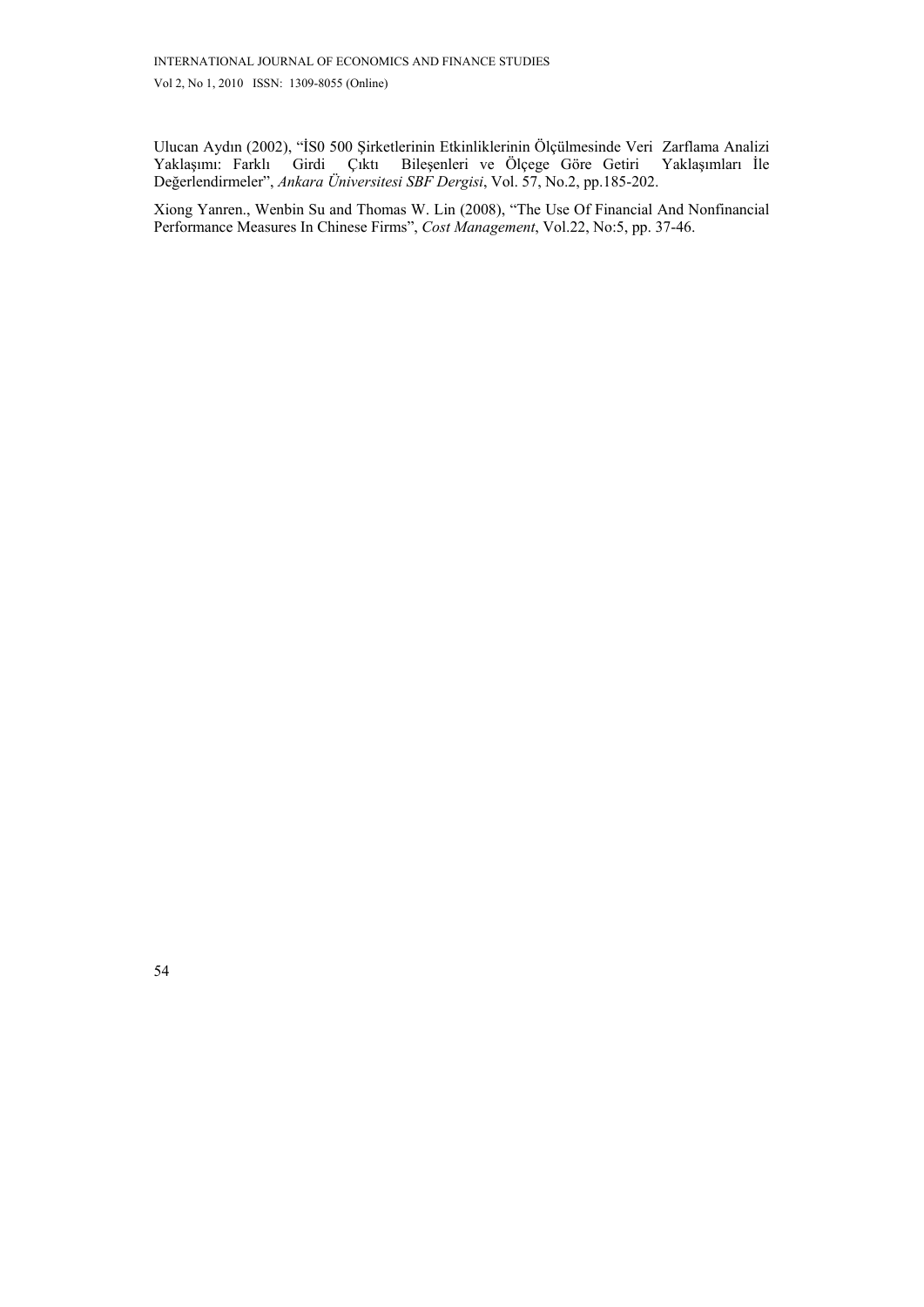Ulucan Aydın (2002), "İS0 500 Şirketlerinin Etkinliklerinin Ölçülmesinde Veri Zarflama Analizi Yaklaşımı: Farklı Girdi Çıktı Bileşenleri ve Ölçege Göre Getiri Yaklaşımları İle Değerlendirmeler", *Ankara Üniversitesi SBF Dergisi*, Vol. 57, No.2, pp.185-202.

Xiong Yanren., Wenbin Su and Thomas W. Lin (2008), "The Use Of Financial And Nonfinancial Performance Measures In Chinese Firms", *Cost Management*, Vol.22, No:5, pp. 37-46.